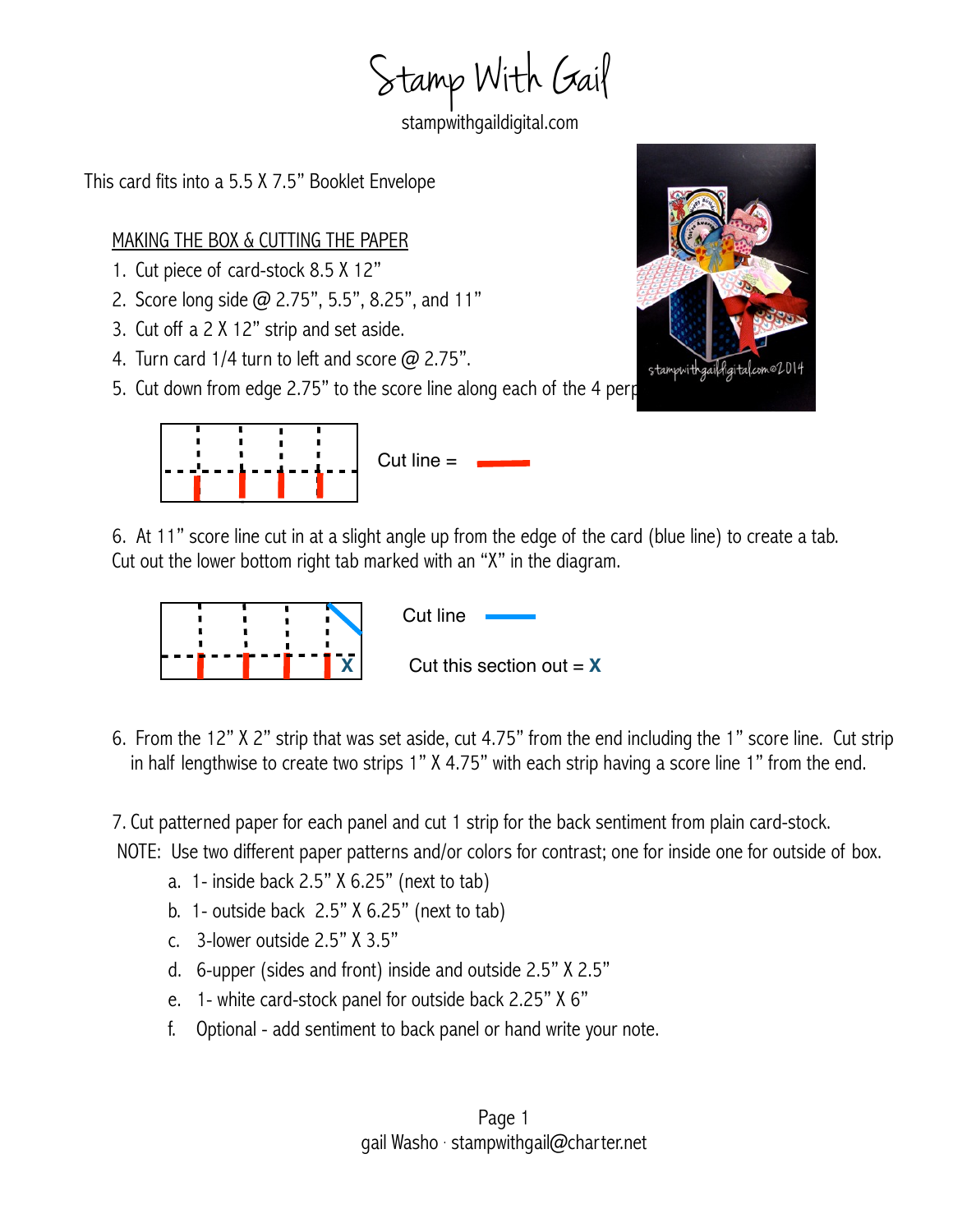# Stamp With Gail

stampwithgaildigital.com

This card fits into a 5.5 X 7.5" Booklet Envelope

## MAKING THE BOX & CUTTING THE PAPER

1. Cut piece of card-stock 8.5 X 12"
2. Score long side @ 2.75", 5.5", 8.25", and 11"
3. Cut off a 2 X 12" strip and set aside.
4. Turn card 1/4 turn to left and score @ 2.75".
5. Cut down from edge 2.75" to the score line along each of the 4 perp

Cut line =

6. At 11" score line cut in at a slight angle up from the edge of the card (blue line) to create a tab. Cut out the lower bottom right tab marked with an "X" in the diagram.

Cut line

Cut this section out = X

6. From the 12" X 2" strip that was set aside, cut 4.75" from the end including the 1" score line. Cut strip in half lengthwise to create two strips 1" X 4.75" with each strip having a score line 1" from the end.

7. Cut patterned paper for each panel and cut 1 strip for the back sentiment from plain card-stock.

NOTE: Use two different paper patterns and/or colors for contrast; one for inside one for outside of box.

a. 1- inside back 2.5" X 6.25" (next to tab)
b. 1- outside back 2.5" X 6.25" (next to tab)
c. 3-lower outside 2.5" X 3.5"
d. 6-upper (sides and front) inside and outside 2.5" X 2.5"
e. 1- white card-stock panel for outside back 2.25" X 6"
f. Optional - add sentiment to back panel or hand write your note.

gail Washo · stampwithgail@charter.net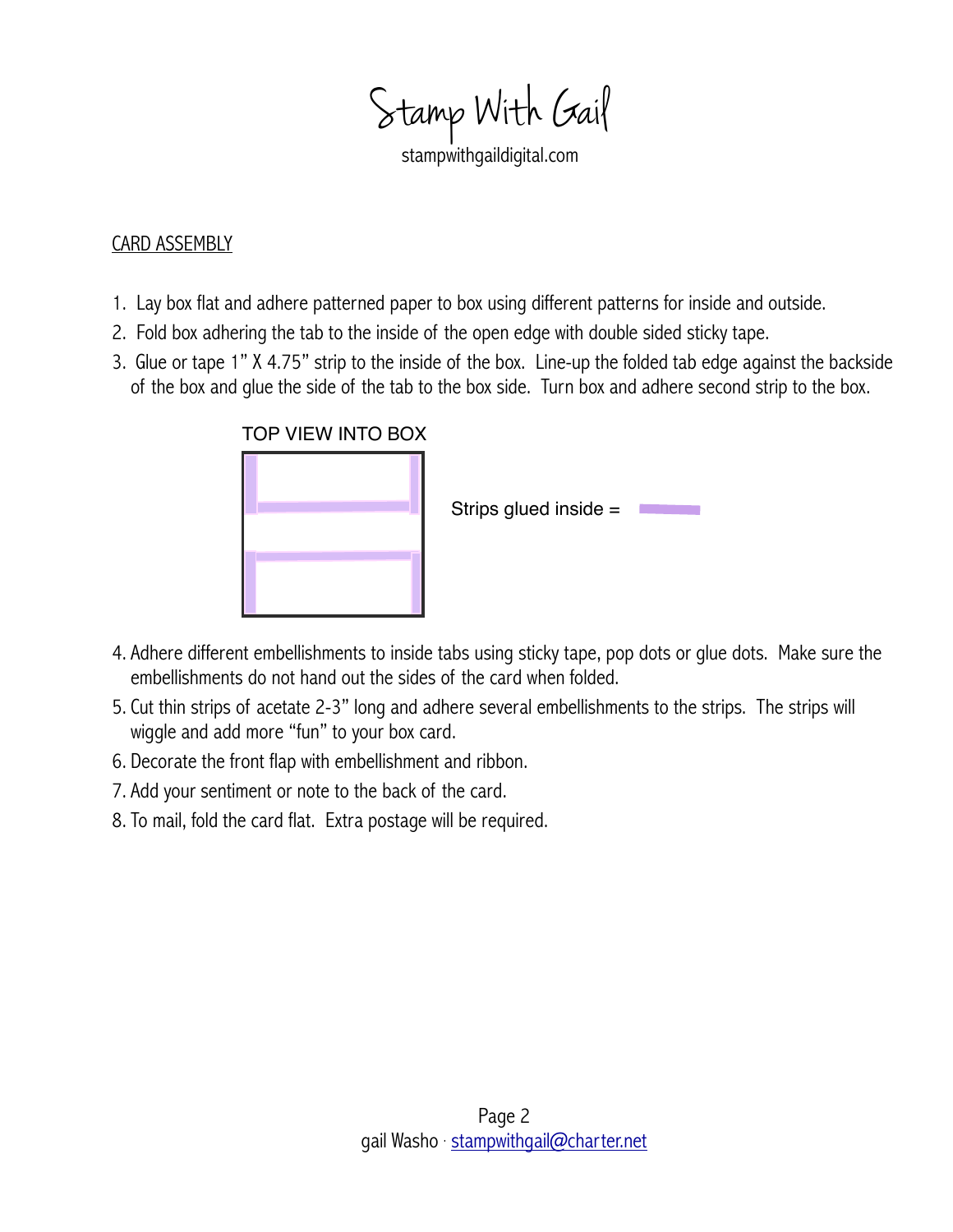CARD ASSEMBLY

1. Lay box flat and adhere patterned paper to box using different patterns for inside and outside.
2. Fold box adhering the tab to the inside of the open edge with double sided sticky tape.
3. Glue or tape 1" X 4.75" strip to the inside of the box. Line-up the folded tab edge against the backside of the box and glue the side of the tab to the box side. Turn box and adhere second strip to the box.

TOP VIEW INTO BOX

Strips glued inside =

4. Adhere different embellishments to inside tabs using sticky tape, pop dots or glue dots. Make sure the embellishments do not hand out the sides of the card when folded.
5. Cut thin strips of acetate 2-3" long and adhere several embellishments to the strips. The strips will wiggle and add more "fun" to your box card.
6. Decorate the front flap with embellishment and ribbon.
7. Add your sentiment or note to the back of the card.
8. To mail, fold the card flat. Extra postage will be required.